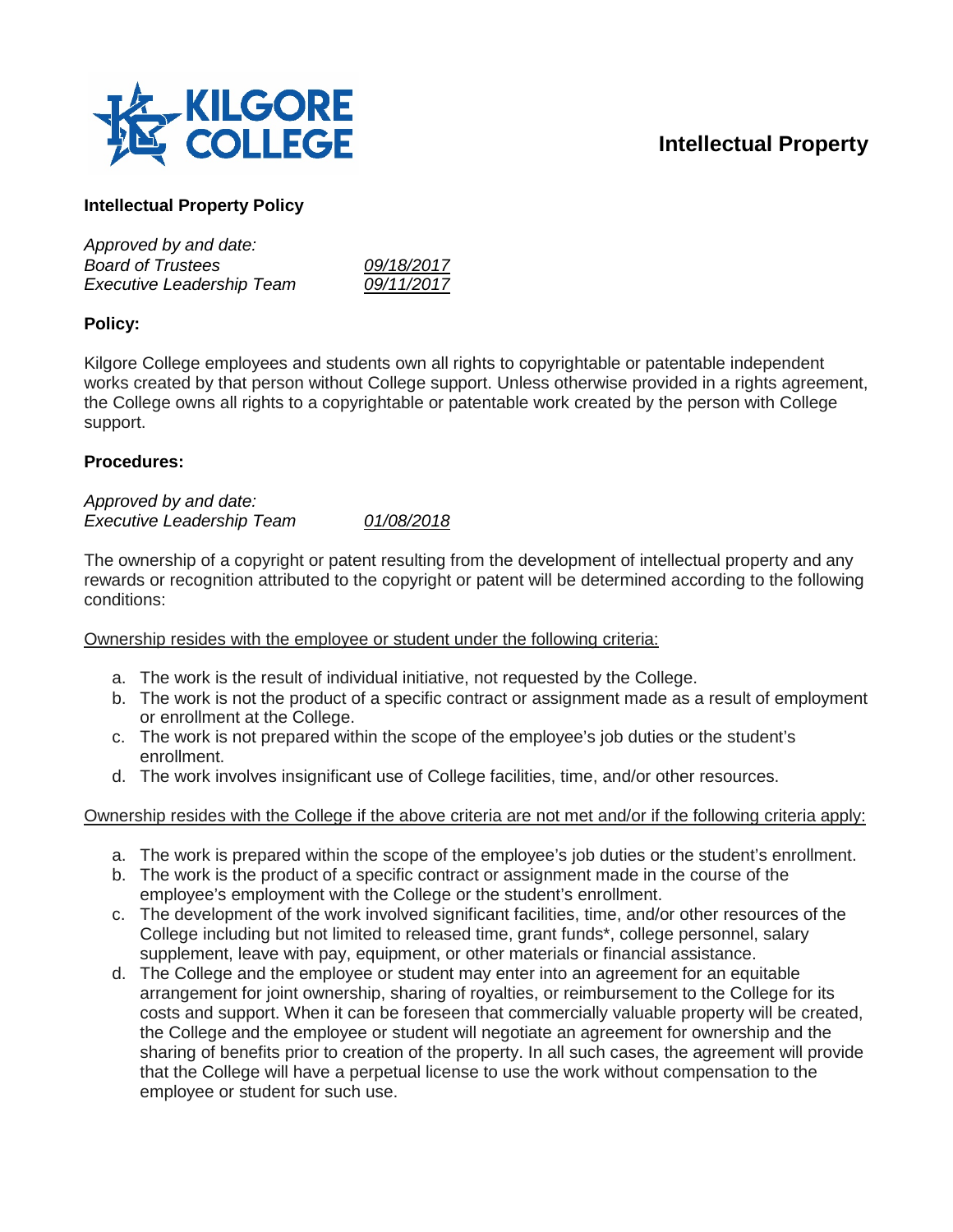# Intellectual Property

## Intellectual Property Policy

*Approved by and date:*
*Board of Trustees* _09/18/2017_
*Executive Leadership Team* _09/11/2017_

### Policy:

Kilgore College employees and students own all rights to copyrightable or patentable independent works created by that person without College support. Unless otherwise provided in a rights agreement, the College owns all rights to a copyrightable or patentable work created by the person with College support.

### Procedures:

*Approved by and date:*
*Executive Leadership Team* _01/08/2018_

The ownership of a copyright or patent resulting from the development of intellectual property and any rewards or recognition attributed to the copyright or patent will be determined according to the following conditions:

<u>Ownership resides with the employee or student under the following criteria:</u>

a. The work is the result of individual initiative, not requested by the College.
b. The work is not the product of a specific contract or assignment made as a result of employment or enrollment at the College.
c. The work is not prepared within the scope of the employee's job duties or the student's enrollment.
d. The work involves insignificant use of College facilities, time, and/or other resources.

<u>Ownership resides with the College if the above criteria are not met and/or if the following criteria apply:</u>

a. The work is prepared within the scope of the employee's job duties or the student's enrollment.
b. The work is the product of a specific contract or assignment made in the course of the employee's employment with the College or the student's enrollment.
c. The development of the work involved significant facilities, time, and/or other resources of the College including but not limited to released time, grant funds*, college personnel, salary supplement, leave with pay, equipment, or other materials or financial assistance.
d. The College and the employee or student may enter into an agreement for an equitable arrangement for joint ownership, sharing of royalties, or reimbursement to the College for its costs and support. When it can be foreseen that commercially valuable property will be created, the College and the employee or student will negotiate an agreement for ownership and the sharing of benefits prior to creation of the property. In all such cases, the agreement will provide that the College will have a perpetual license to use the work without compensation to the employee or student for such use.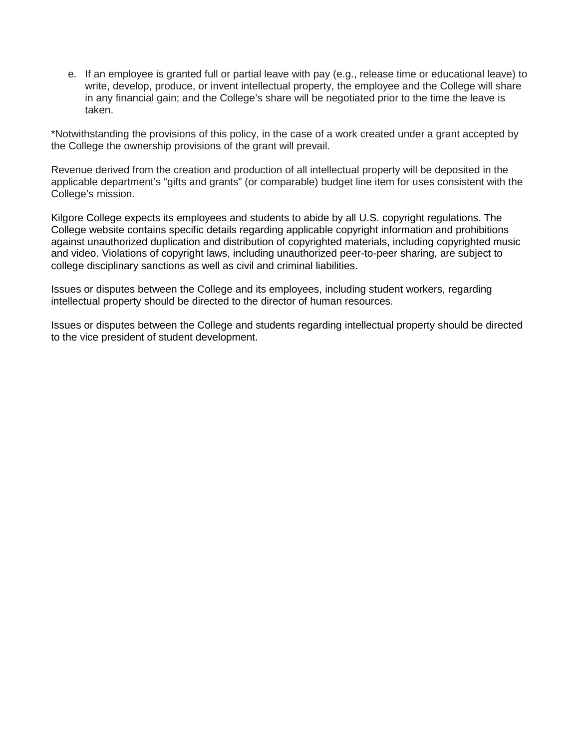e. If an employee is granted full or partial leave with pay (e.g., release time or educational leave) to write, develop, produce, or invent intellectual property, the employee and the College will share in any financial gain; and the College's share will be negotiated prior to the time the leave is taken.

*Notwithstanding the provisions of this policy, in the case of a work created under a grant accepted by the College the ownership provisions of the grant will prevail.

Revenue derived from the creation and production of all intellectual property will be deposited in the applicable department's "gifts and grants" (or comparable) budget line item for uses consistent with the College's mission.

Kilgore College expects its employees and students to abide by all U.S. copyright regulations. The College website contains specific details regarding applicable copyright information and prohibitions against unauthorized duplication and distribution of copyrighted materials, including copyrighted music and video. Violations of copyright laws, including unauthorized peer-to-peer sharing, are subject to college disciplinary sanctions as well as civil and criminal liabilities.

Issues or disputes between the College and its employees, including student workers, regarding intellectual property should be directed to the director of human resources.

Issues or disputes between the College and students regarding intellectual property should be directed to the vice president of student development.